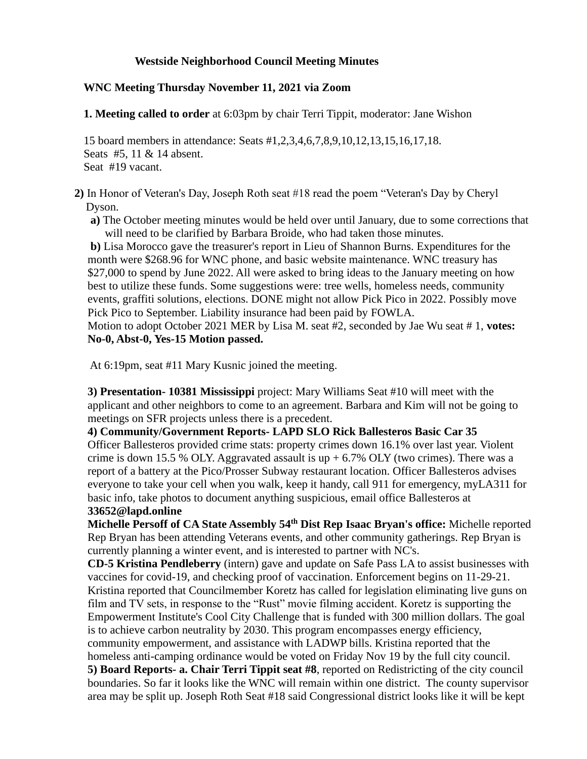**Westside Neighborhood Council Meeting Minutes**

**WNC Meeting Thursday November 11, 2021 via Zoom**

**1. Meeting called to order** at 6:03pm by chair Terri Tippit, moderator: Jane Wishon

15 board members in attendance: Seats #1,2,3,4,6,7,8,9,10,12,13,15,16,17,18.
Seats #5, 11 & 14 absent.
Seat #19 vacant.

**2)** In Honor of Veteran's Day, Joseph Roth seat #18 read the poem "Veteran's Day by Cheryl Dyson.

**a)** The October meeting minutes would be held over until January, due to some corrections that will need to be clarified by Barbara Broide, who had taken those minutes.

**b)** Lisa Morocco gave the treasurer's report in Lieu of Shannon Burns. Expenditures for the month were $268.96 for WNC phone, and basic website maintenance. WNC treasury has $27,000 to spend by June 2022. All were asked to bring ideas to the January meeting on how best to utilize these funds. Some suggestions were: tree wells, homeless needs, community events, graffiti solutions, elections. DONE might not allow Pick Pico in 2022. Possibly move Pick Pico to September. Liability insurance had been paid by FOWLA.
Motion to adopt October 2021 MER by Lisa M. seat #2, seconded by Jae Wu seat # 1, **votes: No-0, Abst-0, Yes-15 Motion passed.**

At 6:19pm, seat #11 Mary Kusnic joined the meeting.

**3) Presentation- 10381 Mississippi** project: Mary Williams Seat #10 will meet with the applicant and other neighbors to come to an agreement. Barbara and Kim will not be going to meetings on SFR projects unless there is a precedent.

**4) Community/Government Reports- LAPD SLO Rick Ballesteros Basic Car 35**
Officer Ballesteros provided crime stats: property crimes down 16.1% over last year. Violent crime is down 15.5 % OLY. Aggravated assault is up + 6.7% OLY (two crimes). There was a report of a battery at the Pico/Prosser Subway restaurant location. Officer Ballesteros advises everyone to take your cell when you walk, keep it handy, call 911 for emergency, myLA311 for basic info, take photos to document anything suspicious, email office Ballesteros at **33652@lapd.online**

**Michelle Persoff of CA State Assembly 54th Dist Rep Isaac Bryan's office:** Michelle reported Rep Bryan has been attending Veterans events, and other community gatherings. Rep Bryan is currently planning a winter event, and is interested to partner with NC's.

**CD-5 Kristina Pendleberry** (intern) gave and update on Safe Pass LA to assist businesses with vaccines for covid-19, and checking proof of vaccination. Enforcement begins on 11-29-21. Kristina reported that Councilmember Koretz has called for legislation eliminating live guns on film and TV sets, in response to the "Rust" movie filming accident. Koretz is supporting the Empowerment Institute's Cool City Challenge that is funded with 300 million dollars. The goal is to achieve carbon neutrality by 2030. This program encompasses energy efficiency, community empowerment, and assistance with LADWP bills. Kristina reported that the homeless anti-camping ordinance would be voted on Friday Nov 19 by the full city council.

**5) Board Reports- a. Chair Terri Tippit seat #8**, reported on Redistricting of the city council boundaries. So far it looks like the WNC will remain within one district. The county supervisor area may be split up. Joseph Roth Seat #18 said Congressional district looks like it will be kept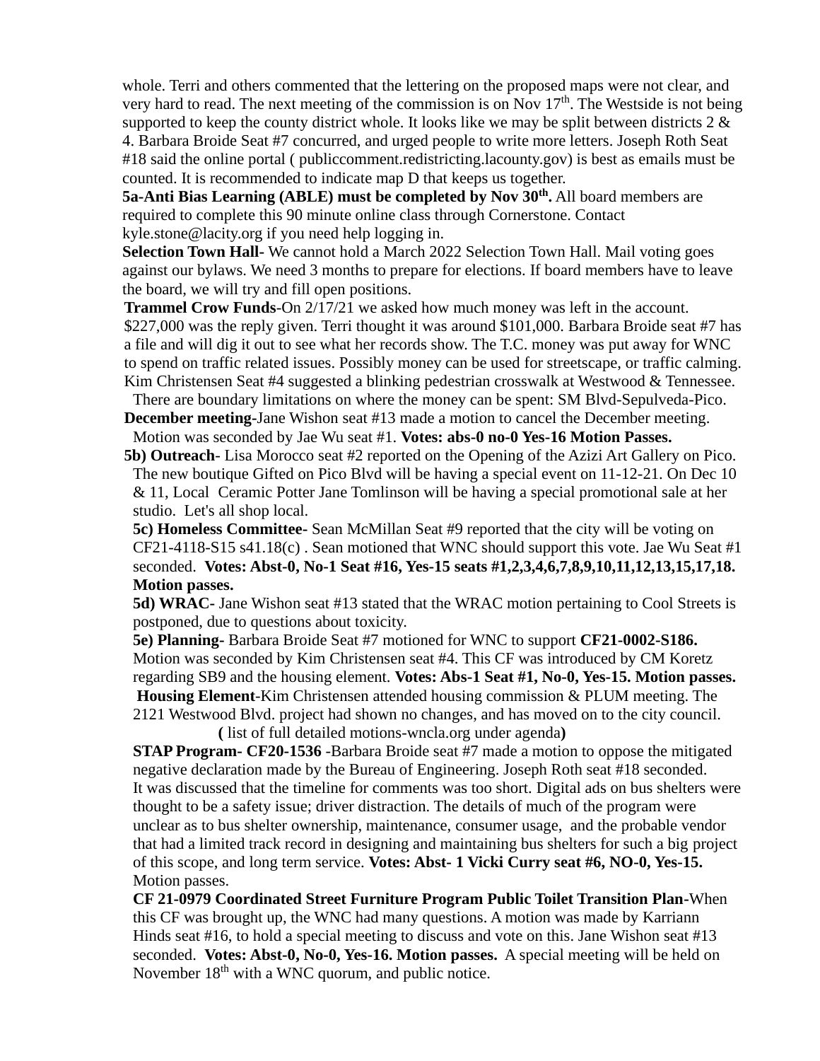whole. Terri and others commented that the lettering on the proposed maps were not clear, and very hard to read. The next meeting of the commission is on Nov 17th. The Westside is not being supported to keep the county district whole. It looks like we may be split between districts 2 & 4. Barbara Broide Seat #7 concurred, and urged people to write more letters. Joseph Roth Seat #18 said the online portal ( publiccomment.redistricting.lacounty.gov) is best as emails must be counted. It is recommended to indicate map D that keeps us together.

**5a-Anti Bias Learning (ABLE) must be completed by Nov 30th.** All board members are required to complete this 90 minute online class through Cornerstone. Contact kyle.stone@lacity.org if you need help logging in.

**Selection Town Hall-** We cannot hold a March 2022 Selection Town Hall. Mail voting goes against our bylaws. We need 3 months to prepare for elections. If board members have to leave the board, we will try and fill open positions.

**Trammel Crow Funds**-On 2/17/21 we asked how much money was left in the account. $227,000 was the reply given. Terri thought it was around $101,000. Barbara Broide seat #7 has a file and will dig it out to see what her records show. The T.C. money was put away for WNC to spend on traffic related issues. Possibly money can be used for streetscape, or traffic calming. Kim Christensen Seat #4 suggested a blinking pedestrian crosswalk at Westwood & Tennessee. There are boundary limitations on where the money can be spent: SM Blvd-Sepulveda-Pico.

**December meeting**-Jane Wishon seat #13 made a motion to cancel the December meeting. Motion was seconded by Jae Wu seat #1. **Votes: abs-0 no-0 Yes-16 Motion Passes.**

**5b) Outreach**- Lisa Morocco seat #2 reported on the Opening of the Azizi Art Gallery on Pico. The new boutique Gifted on Pico Blvd will be having a special event on 11-12-21. On Dec 10 & 11, Local Ceramic Potter Jane Tomlinson will be having a special promotional sale at her studio. Let's all shop local.

**5c) Homeless Committee-** Sean McMillan Seat #9 reported that the city will be voting on CF21-4118-S15 s41.18(c) . Sean motioned that WNC should support this vote. Jae Wu Seat #1 seconded. **Votes: Abst-0, No-1 Seat #16, Yes-15 seats #1,2,3,4,6,7,8,9,10,11,12,13,15,17,18. Motion passes.**

**5d) WRAC-** Jane Wishon seat #13 stated that the WRAC motion pertaining to Cool Streets is postponed, due to questions about toxicity.

**5e) Planning-** Barbara Broide Seat #7 motioned for WNC to support **CF21-0002-S186.** Motion was seconded by Kim Christensen seat #4. This CF was introduced by CM Koretz regarding SB9 and the housing element. **Votes: Abs-1 Seat #1, No-0, Yes-15. Motion passes.**

**Housing Element**-Kim Christensen attended housing commission & PLUM meeting. The 2121 Westwood Blvd. project had shown no changes, and has moved on to the city council.

**(** list of full detailed motions-wncla.org under agenda**)**

**STAP Program- CF20-1536** -Barbara Broide seat #7 made a motion to oppose the mitigated negative declaration made by the Bureau of Engineering. Joseph Roth seat #18 seconded. It was discussed that the timeline for comments was too short. Digital ads on bus shelters were thought to be a safety issue; driver distraction. The details of much of the program were unclear as to bus shelter ownership, maintenance, consumer usage, and the probable vendor that had a limited track record in designing and maintaining bus shelters for such a big project of this scope, and long term service. **Votes: Abst- 1 Vicki Curry seat #6, NO-0, Yes-15.** Motion passes.

**CF 21-0979 Coordinated Street Furniture Program Public Toilet Transition Plan-**When this CF was brought up, the WNC had many questions. A motion was made by Karriann Hinds seat #16, to hold a special meeting to discuss and vote on this. Jane Wishon seat #13 seconded. **Votes: Abst-0, No-0, Yes-16. Motion passes.** A special meeting will be held on November 18th with a WNC quorum, and public notice.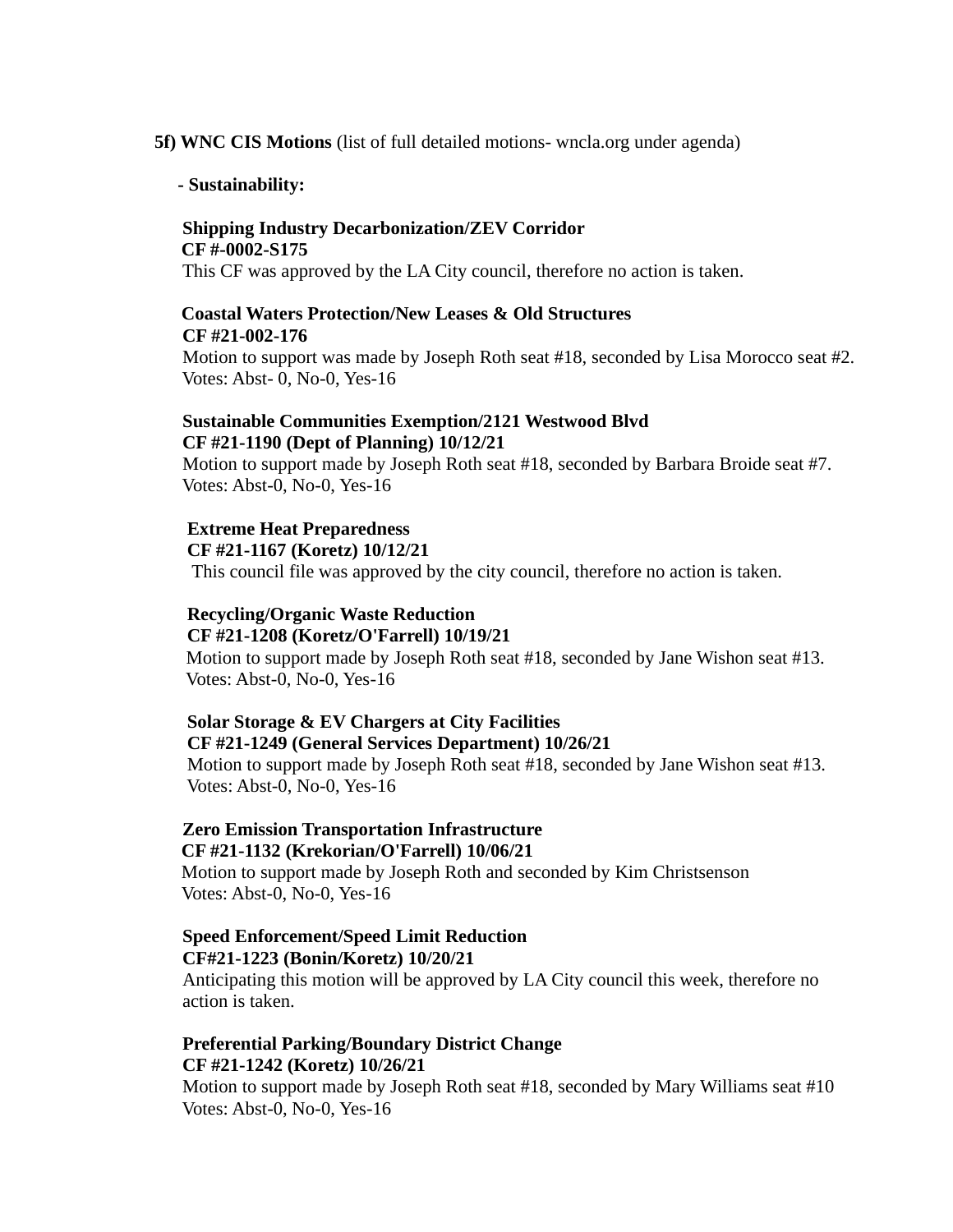**5f) WNC CIS Motions** (list of full detailed motions- wncla.org under agenda)

**- Sustainability:**

**Shipping Industry Decarbonization/ZEV Corridor**
**CF #-0002-S175**
This CF was approved by the LA City council, therefore no action is taken.

**Coastal Waters Protection/New Leases & Old Structures**
**CF #21-002-176**
Motion to support was made by Joseph Roth seat #18, seconded by Lisa Morocco seat #2.
Votes: Abst- 0, No-0, Yes-16

**Sustainable Communities Exemption/2121 Westwood Blvd**
**CF #21-1190 (Dept of Planning) 10/12/21**
Motion to support made by Joseph Roth seat #18, seconded by Barbara Broide seat #7.
Votes: Abst-0, No-0, Yes-16

**Extreme Heat Preparedness**
**CF #21-1167 (Koretz) 10/12/21**
This council file was approved by the city council, therefore no action is taken.

**Recycling/Organic Waste Reduction**
**CF #21-1208 (Koretz/O'Farrell) 10/19/21**
Motion to support made by Joseph Roth seat #18, seconded by Jane Wishon seat #13.
Votes: Abst-0, No-0, Yes-16

**Solar Storage & EV Chargers at City Facilities**
**CF #21-1249 (General Services Department) 10/26/21**
Motion to support made by Joseph Roth seat #18, seconded by Jane Wishon seat #13.
Votes: Abst-0, No-0, Yes-16

**Zero Emission Transportation Infrastructure**
**CF #21-1132 (Krekorian/O'Farrell) 10/06/21**
Motion to support made by Joseph Roth and seconded by Kim Christsenson
Votes: Abst-0, No-0, Yes-16

**Speed Enforcement/Speed Limit Reduction**
**CF#21-1223 (Bonin/Koretz) 10/20/21**
Anticipating this motion will be approved by LA City council this week, therefore no action is taken.

**Preferential Parking/Boundary District Change**
**CF #21-1242 (Koretz) 10/26/21**
Motion to support made by Joseph Roth seat #18, seconded by Mary Williams seat #10
Votes: Abst-0, No-0, Yes-16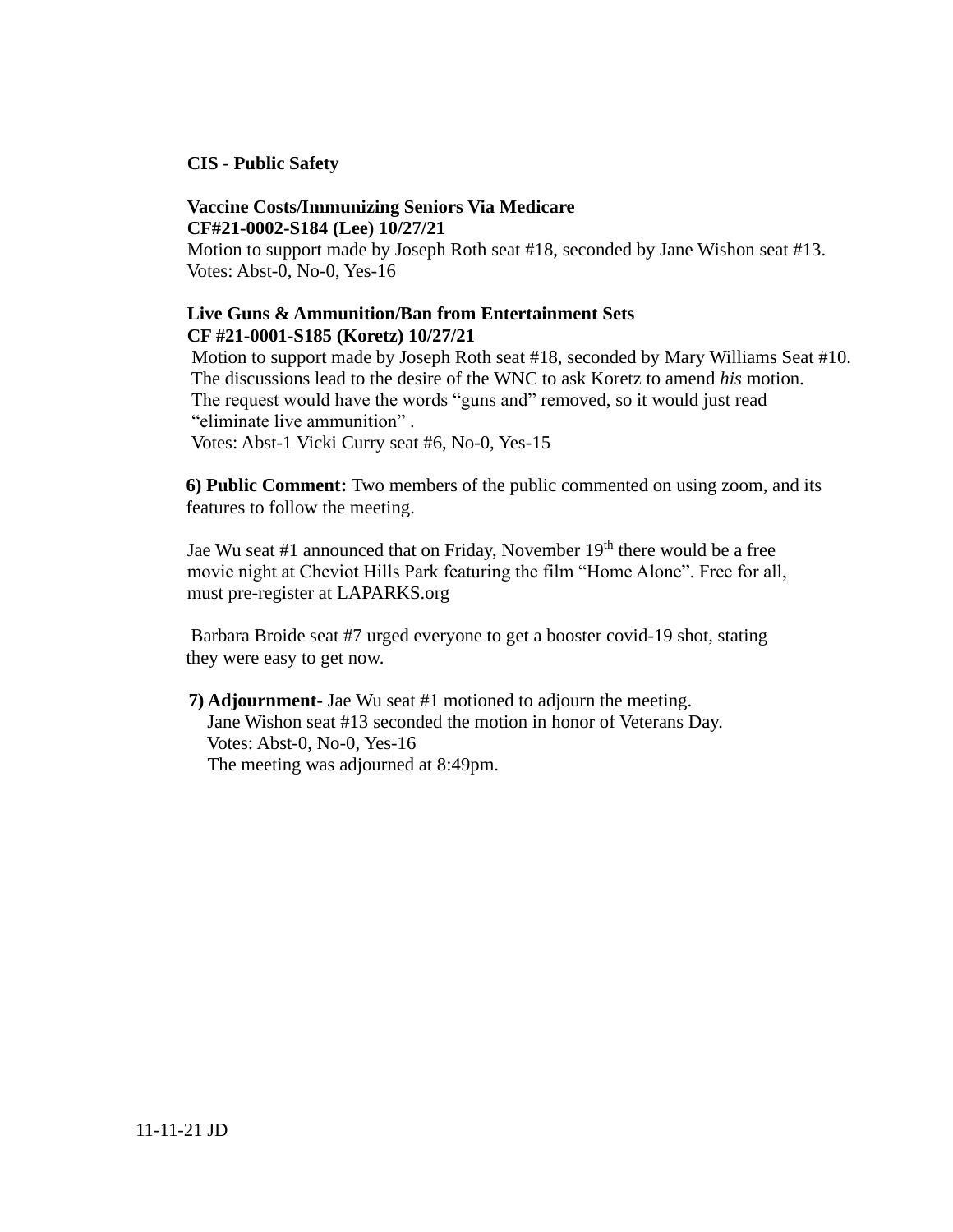**CIS - Public Safety**

**Vaccine Costs/Immunizing Seniors Via Medicare**
**CF#21-0002-S184 (Lee) 10/27/21**
Motion to support made by Joseph Roth seat #18, seconded by Jane Wishon seat #13.
Votes: Abst-0, No-0, Yes-16

**Live Guns & Ammunition/Ban from Entertainment Sets**
**CF #21-0001-S185 (Koretz) 10/27/21**
Motion to support made by Joseph Roth seat #18, seconded by Mary Williams Seat #10.
The discussions lead to the desire of the WNC to ask Koretz to amend *his* motion.
The request would have the words "guns and" removed, so it would just read "eliminate live ammunition" .
Votes: Abst-1 Vicki Curry seat #6, No-0, Yes-15

**6) Public Comment:** Two members of the public commented on using zoom, and its features to follow the meeting.

Jae Wu seat #1 announced that on Friday, November 19th there would be a free movie night at Cheviot Hills Park featuring the film "Home Alone". Free for all, must pre-register at LAPARKS.org

Barbara Broide seat #7 urged everyone to get a booster covid-19 shot, stating they were easy to get now.

**7) Adjournment-** Jae Wu seat #1 motioned to adjourn the meeting.
Jane Wishon seat #13 seconded the motion in honor of Veterans Day.
Votes: Abst-0, No-0, Yes-16
The meeting was adjourned at 8:49pm.

11-11-21 JD